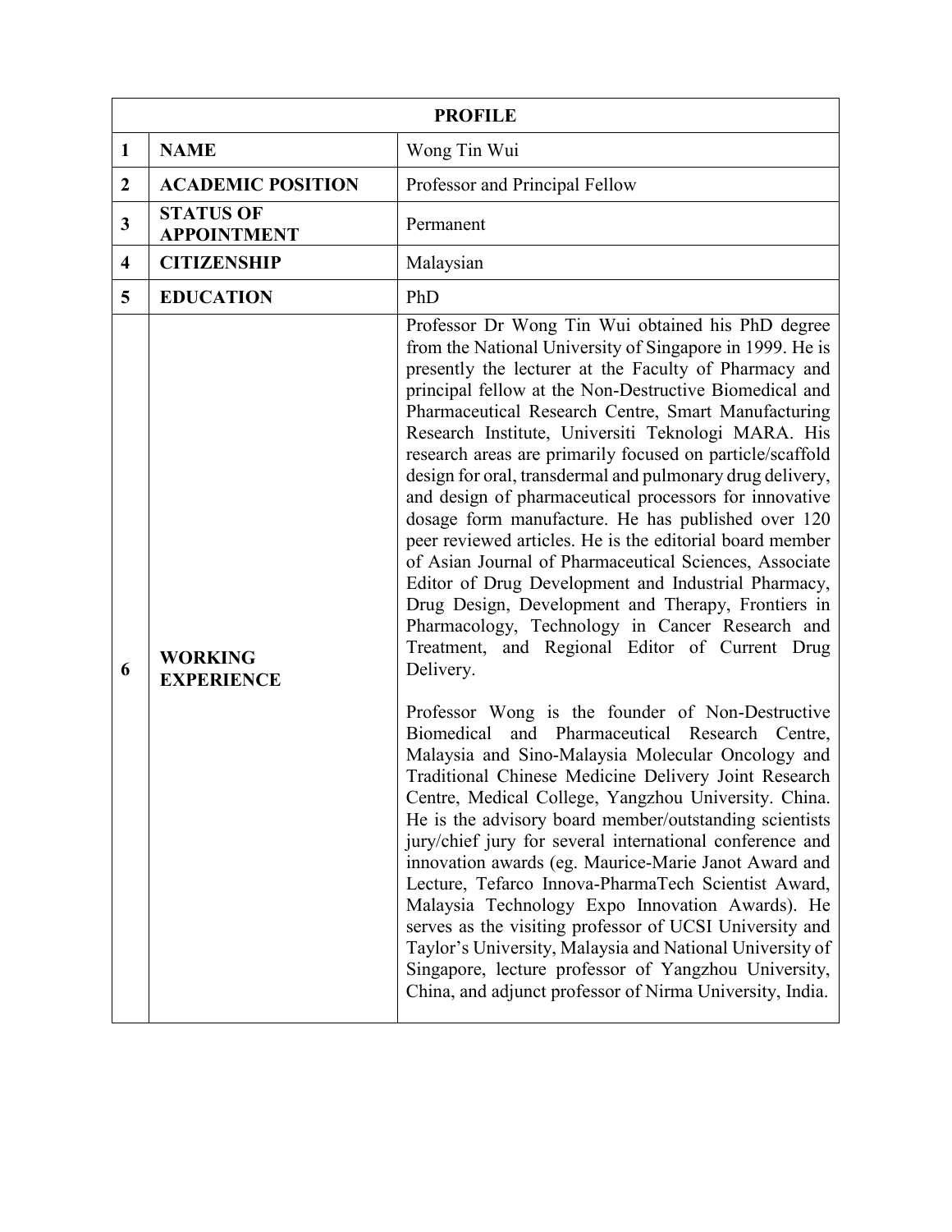| PROFILE | | |
|---|---|---|
| **1** | **NAME** | Wong Tin Wui |
| **2** | **ACADEMIC POSITION** | Professor and Principal Fellow |
| **3** | **STATUS OF APPOINTMENT** | Permanent |
| **4** | **CITIZENSHIP** | Malaysian |
| **5** | **EDUCATION** | PhD |
| **6** | **WORKING EXPERIENCE** | Professor Dr Wong Tin Wui obtained his PhD degree from the National University of Singapore in 1999. He is presently the lecturer at the Faculty of Pharmacy and principal fellow at the Non-Destructive Biomedical and Pharmaceutical Research Centre, Smart Manufacturing Research Institute, Universiti Teknologi MARA. His research areas are primarily focused on particle/scaffold design for oral, transdermal and pulmonary drug delivery, and design of pharmaceutical processors for innovative dosage form manufacture. He has published over 120 peer reviewed articles. He is the editorial board member of Asian Journal of Pharmaceutical Sciences, Associate Editor of Drug Development and Industrial Pharmacy, Drug Design, Development and Therapy, Frontiers in Pharmacology, Technology in Cancer Research and Treatment, and Regional Editor of Current Drug Delivery.<br><br>Professor Wong is the founder of Non-Destructive Biomedical and Pharmaceutical Research Centre, Malaysia and Sino-Malaysia Molecular Oncology and Traditional Chinese Medicine Delivery Joint Research Centre, Medical College, Yangzhou University. China. He is the advisory board member/outstanding scientists jury/chief jury for several international conference and innovation awards (eg. Maurice-Marie Janot Award and Lecture, Tefarco Innova-PharmaTech Scientist Award, Malaysia Technology Expo Innovation Awards). He serves as the visiting professor of UCSI University and Taylor's University, Malaysia and National University of Singapore, lecture professor of Yangzhou University, China, and adjunct professor of Nirma University, India. |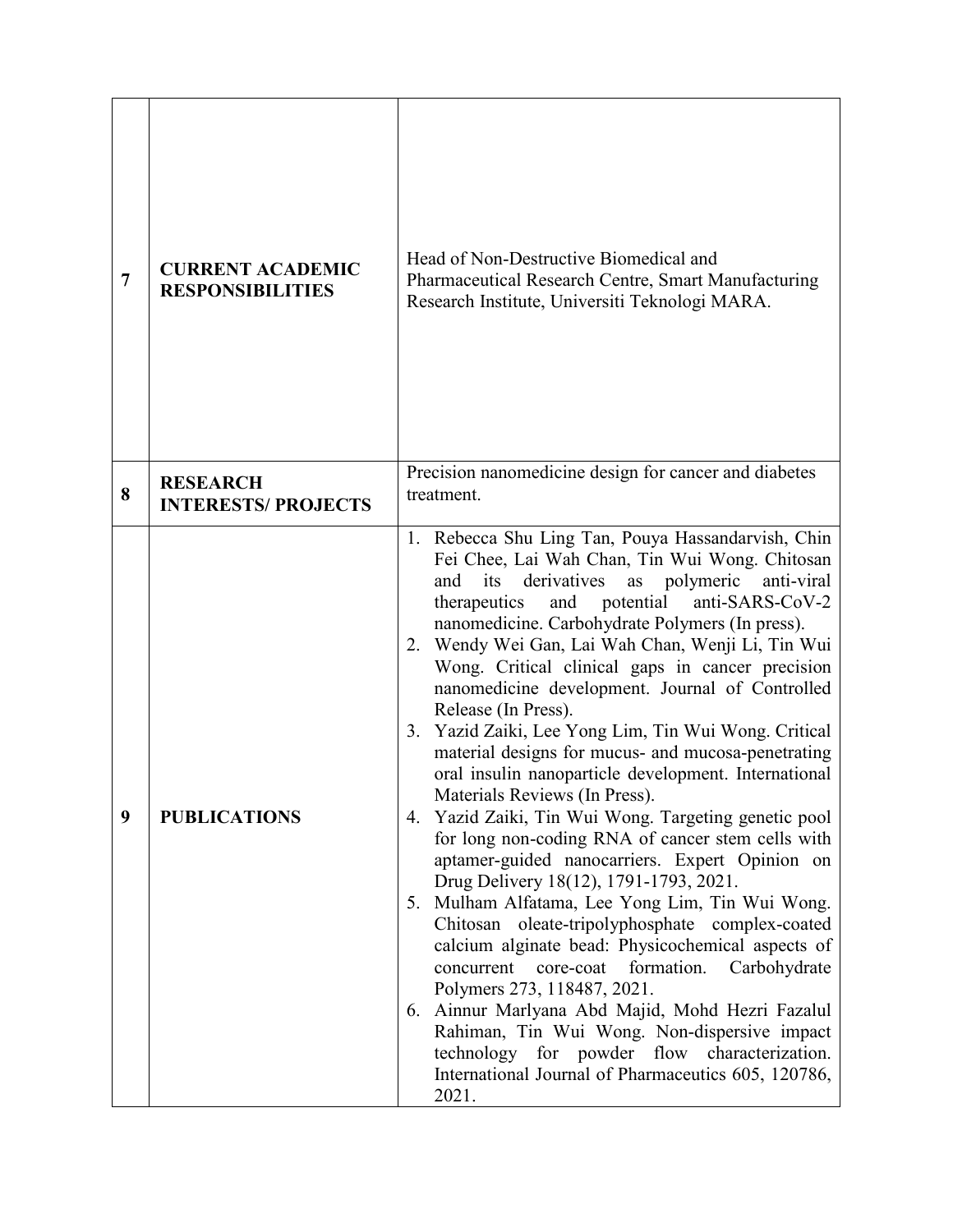| 7 | **CURRENT ACADEMIC RESPONSIBILITIES** | Head of Non-Destructive Biomedical and Pharmaceutical Research Centre, Smart Manufacturing Research Institute, Universiti Teknologi MARA. |
|---|---|---|
| 8 | **RESEARCH INTERESTS/ PROJECTS** | Precision nanomedicine design for cancer and diabetes treatment. |
| 9 | **PUBLICATIONS** | 1. Rebecca Shu Ling Tan, Pouya Hassandarvish, Chin Fei Chee, Lai Wah Chan, Tin Wui Wong. Chitosan and its derivatives as polymeric anti-viral therapeutics and potential anti-SARS-CoV-2 nanomedicine. Carbohydrate Polymers (In press).<br>2. Wendy Wei Gan, Lai Wah Chan, Wenji Li, Tin Wui Wong. Critical clinical gaps in cancer precision nanomedicine development. Journal of Controlled Release (In Press).<br>3. Yazid Zaiki, Lee Yong Lim, Tin Wui Wong. Critical material designs for mucus- and mucosa-penetrating oral insulin nanoparticle development. International Materials Reviews (In Press).<br>4. Yazid Zaiki, Tin Wui Wong. Targeting genetic pool for long non-coding RNA of cancer stem cells with aptamer-guided nanocarriers. Expert Opinion on Drug Delivery 18(12), 1791-1793, 2021.<br>5. Mulham Alfatama, Lee Yong Lim, Tin Wui Wong. Chitosan oleate-tripolyphosphate complex-coated calcium alginate bead: Physicochemical aspects of concurrent core-coat formation. Carbohydrate Polymers 273, 118487, 2021.<br>6. Ainnur Marlyana Abd Majid, Mohd Hezri Fazalul Rahiman, Tin Wui Wong. Non-dispersive impact technology for powder flow characterization. International Journal of Pharmaceutics 605, 120786, 2021. |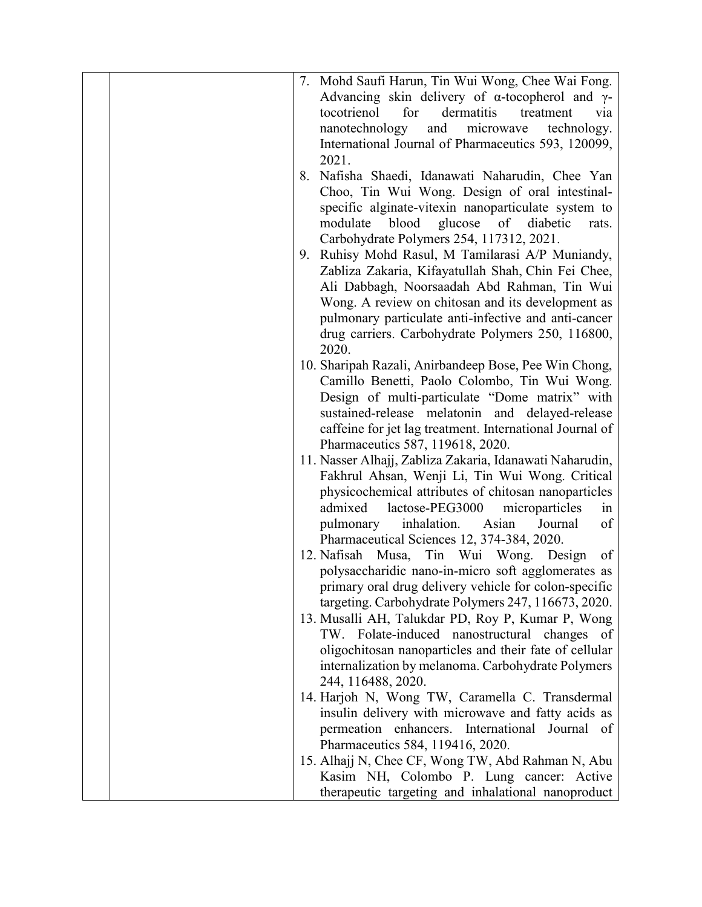| | | 7. Mohd Saufi Harun, Tin Wui Wong, Chee Wai Fong. Advancing skin delivery of α-tocopherol and γ-tocotrienol for dermatitis treatment via nanotechnology and microwave technology. International Journal of Pharmaceutics 593, 120099, 2021.<br>8. Nafisha Shaedi, Idanawati Naharudin, Chee Yan Choo, Tin Wui Wong. Design of oral intestinal-specific alginate-vitexin nanoparticulate system to modulate blood glucose of diabetic rats. Carbohydrate Polymers 254, 117312, 2021.<br>9. Ruhisy Mohd Rasul, M Tamilarasi A/P Muniandy, Zabliza Zakaria, Kifayatullah Shah, Chin Fei Chee, Ali Dabbagh, Noorsaadah Abd Rahman, Tin Wui Wong. A review on chitosan and its development as pulmonary particulate anti-infective and anti-cancer drug carriers. Carbohydrate Polymers 250, 116800, 2020.<br>10. Sharipah Razali, Anirbandeep Bose, Pee Win Chong, Camillo Benetti, Paolo Colombo, Tin Wui Wong. Design of multi-particulate "Dome matrix" with sustained-release melatonin and delayed-release caffeine for jet lag treatment. International Journal of Pharmaceutics 587, 119618, 2020.<br>11. Nasser Alhajj, Zabliza Zakaria, Idanawati Naharudin, Fakhrul Ahsan, Wenji Li, Tin Wui Wong. Critical physicochemical attributes of chitosan nanoparticles admixed lactose-PEG3000 microparticles in pulmonary inhalation. Asian Journal of Pharmaceutical Sciences 12, 374-384, 2020.<br>12. Nafisah Musa, Tin Wui Wong. Design of polysaccharidic nano-in-micro soft agglomerates as primary oral drug delivery vehicle for colon-specific targeting. Carbohydrate Polymers 247, 116673, 2020.<br>13. Musalli AH, Talukdar PD, Roy P, Kumar P, Wong TW. Folate-induced nanostructural changes of oligochitosan nanoparticles and their fate of cellular internalization by melanoma. Carbohydrate Polymers 244, 116488, 2020.<br>14. Harjoh N, Wong TW, Caramella C. Transdermal insulin delivery with microwave and fatty acids as permeation enhancers. International Journal of Pharmaceutics 584, 119416, 2020.<br>15. Alhajj N, Chee CF, Wong TW, Abd Rahman N, Abu Kasim NH, Colombo P. Lung cancer: Active therapeutic targeting and inhalational nanoproduct |
|---|---|---|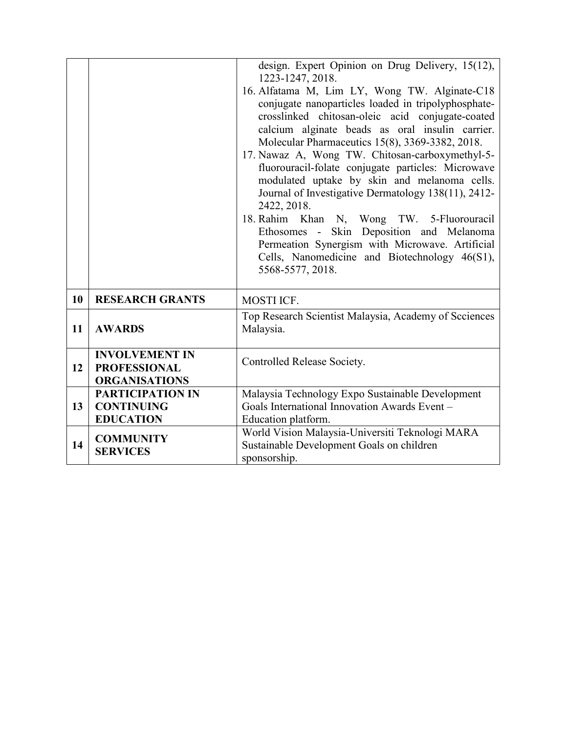| | | |
|---|---|---|
| | | design. Expert Opinion on Drug Delivery, 15(12), 1223-1247, 2018.<br>16. Alfatama M, Lim LY, Wong TW. Alginate-C18 conjugate nanoparticles loaded in tripolyphosphate-crosslinked chitosan-oleic acid conjugate-coated calcium alginate beads as oral insulin carrier. Molecular Pharmaceutics 15(8), 3369-3382, 2018.<br>17. Nawaz A, Wong TW. Chitosan-carboxymethyl-5-fluorouracil-folate conjugate particles: Microwave modulated uptake by skin and melanoma cells. Journal of Investigative Dermatology 138(11), 2412-2422, 2018.<br>18. Rahim Khan N, Wong TW. 5-Fluorouracil Ethosomes - Skin Deposition and Melanoma Permeation Synergism with Microwave. Artificial Cells, Nanomedicine and Biotechnology 46(S1), 5568-5577, 2018. |
| **10** | **RESEARCH GRANTS** | MOSTI ICF. |
| **11** | **AWARDS** | Top Research Scientist Malaysia, Academy of Scciences Malaysia. |
| **12** | **INVOLVEMENT IN PROFESSIONAL ORGANISATIONS** | Controlled Release Society. |
| **13** | **PARTICIPATION IN CONTINUING EDUCATION** | Malaysia Technology Expo Sustainable Development Goals International Innovation Awards Event – Education platform. |
| **14** | **COMMUNITY SERVICES** | World Vision Malaysia-Universiti Teknologi MARA Sustainable Development Goals on children sponsorship. |